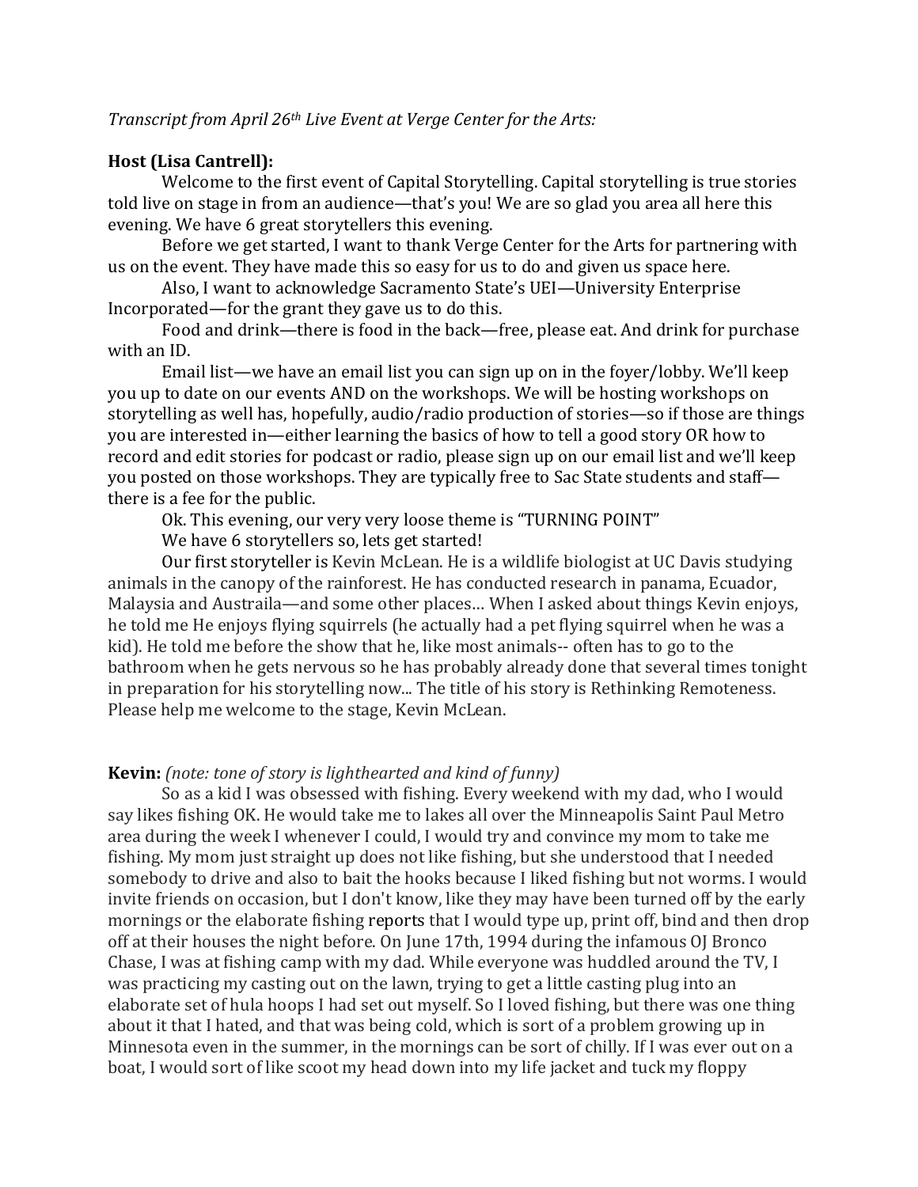*Transcript from April 26th Live Event at Verge Center for the Arts:*

**Host (Lisa Cantrell):**

Welcome to the first event of Capital Storytelling. Capital storytelling is true stories told live on stage in from an audience—that's you! We are so glad you area all here this evening. We have 6 great storytellers this evening.

Before we get started, I want to thank Verge Center for the Arts for partnering with us on the event. They have made this so easy for us to do and given us space here.

Also, I want to acknowledge Sacramento State's UEI—University Enterprise Incorporated—for the grant they gave us to do this.

Food and drink—there is food in the back—free, please eat. And drink for purchase with an ID.

Email list—we have an email list you can sign up on in the foyer/lobby. We'll keep you up to date on our events AND on the workshops. We will be hosting workshops on storytelling as well has, hopefully, audio/radio production of stories—so if those are things you are interested in—either learning the basics of how to tell a good story OR how to record and edit stories for podcast or radio, please sign up on our email list and we'll keep you posted on those workshops. They are typically free to Sac State students and staff—there is a fee for the public.

Ok. This evening, our very very loose theme is "TURNING POINT"

We have 6 storytellers so, lets get started!

Our first storyteller is Kevin McLean. He is a wildlife biologist at UC Davis studying animals in the canopy of the rainforest. He has conducted research in panama, Ecuador, Malaysia and Austraila—and some other places… When I asked about things Kevin enjoys, he told me He enjoys flying squirrels (he actually had a pet flying squirrel when he was a kid). He told me before the show that he, like most animals-- often has to go to the bathroom when he gets nervous so he has probably already done that several times tonight in preparation for his storytelling now... The title of his story is Rethinking Remoteness. Please help me welcome to the stage, Kevin McLean.

**Kevin:** *(note: tone of story is lighthearted and kind of funny)*

So as a kid I was obsessed with fishing. Every weekend with my dad, who I would say likes fishing OK. He would take me to lakes all over the Minneapolis Saint Paul Metro area during the week I whenever I could, I would try and convince my mom to take me fishing. My mom just straight up does not like fishing, but she understood that I needed somebody to drive and also to bait the hooks because I liked fishing but not worms. I would invite friends on occasion, but I don't know, like they may have been turned off by the early mornings or the elaborate fishing reports that I would type up, print off, bind and then drop off at their houses the night before. On June 17th, 1994 during the infamous OJ Bronco Chase, I was at fishing camp with my dad. While everyone was huddled around the TV, I was practicing my casting out on the lawn, trying to get a little casting plug into an elaborate set of hula hoops I had set out myself. So I loved fishing, but there was one thing about it that I hated, and that was being cold, which is sort of a problem growing up in Minnesota even in the summer, in the mornings can be sort of chilly. If I was ever out on a boat, I would sort of like scoot my head down into my life jacket and tuck my floppy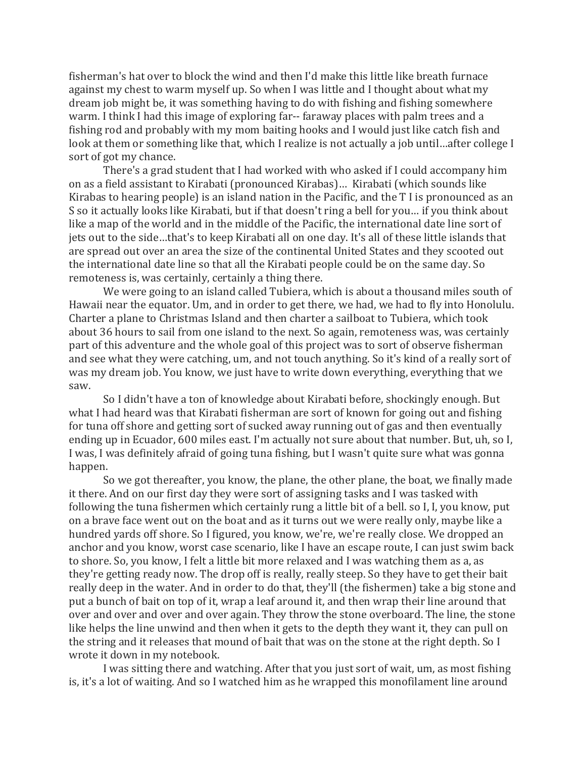fisherman's hat over to block the wind and then I'd make this little like breath furnace against my chest to warm myself up. So when I was little and I thought about what my dream job might be, it was something having to do with fishing and fishing somewhere warm. I think I had this image of exploring far-- faraway places with palm trees and a fishing rod and probably with my mom baiting hooks and I would just like catch fish and look at them or something like that, which I realize is not actually a job until…after college I sort of got my chance.

There's a grad student that I had worked with who asked if I could accompany him on as a field assistant to Kirabati (pronounced Kirabas)… Kirabati (which sounds like Kirabas to hearing people) is an island nation in the Pacific, and the T I is pronounced as an S so it actually looks like Kirabati, but if that doesn't ring a bell for you… if you think about like a map of the world and in the middle of the Pacific, the international date line sort of jets out to the side…that's to keep Kirabati all on one day. It's all of these little islands that are spread out over an area the size of the continental United States and they scooted out the international date line so that all the Kirabati people could be on the same day. So remoteness is, was certainly, certainly a thing there.

We were going to an island called Tubiera, which is about a thousand miles south of Hawaii near the equator. Um, and in order to get there, we had, we had to fly into Honolulu. Charter a plane to Christmas Island and then charter a sailboat to Tubiera, which took about 36 hours to sail from one island to the next. So again, remoteness was, was certainly part of this adventure and the whole goal of this project was to sort of observe fisherman and see what they were catching, um, and not touch anything. So it's kind of a really sort of was my dream job. You know, we just have to write down everything, everything that we saw.

So I didn't have a ton of knowledge about Kirabati before, shockingly enough. But what I had heard was that Kirabati fisherman are sort of known for going out and fishing for tuna off shore and getting sort of sucked away running out of gas and then eventually ending up in Ecuador, 600 miles east. I'm actually not sure about that number. But, uh, so I, I was, I was definitely afraid of going tuna fishing, but I wasn't quite sure what was gonna happen.

So we got thereafter, you know, the plane, the other plane, the boat, we finally made it there. And on our first day they were sort of assigning tasks and I was tasked with following the tuna fishermen which certainly rung a little bit of a bell. so I, I, you know, put on a brave face went out on the boat and as it turns out we were really only, maybe like a hundred yards off shore. So I figured, you know, we're, we're really close. We dropped an anchor and you know, worst case scenario, like I have an escape route, I can just swim back to shore. So, you know, I felt a little bit more relaxed and I was watching them as a, as they're getting ready now. The drop off is really, really steep. So they have to get their bait really deep in the water. And in order to do that, they'll (the fishermen) take a big stone and put a bunch of bait on top of it, wrap a leaf around it, and then wrap their line around that over and over and over and over again. They throw the stone overboard. The line, the stone like helps the line unwind and then when it gets to the depth they want it, they can pull on the string and it releases that mound of bait that was on the stone at the right depth. So I wrote it down in my notebook.

I was sitting there and watching. After that you just sort of wait, um, as most fishing is, it's a lot of waiting. And so I watched him as he wrapped this monofilament line around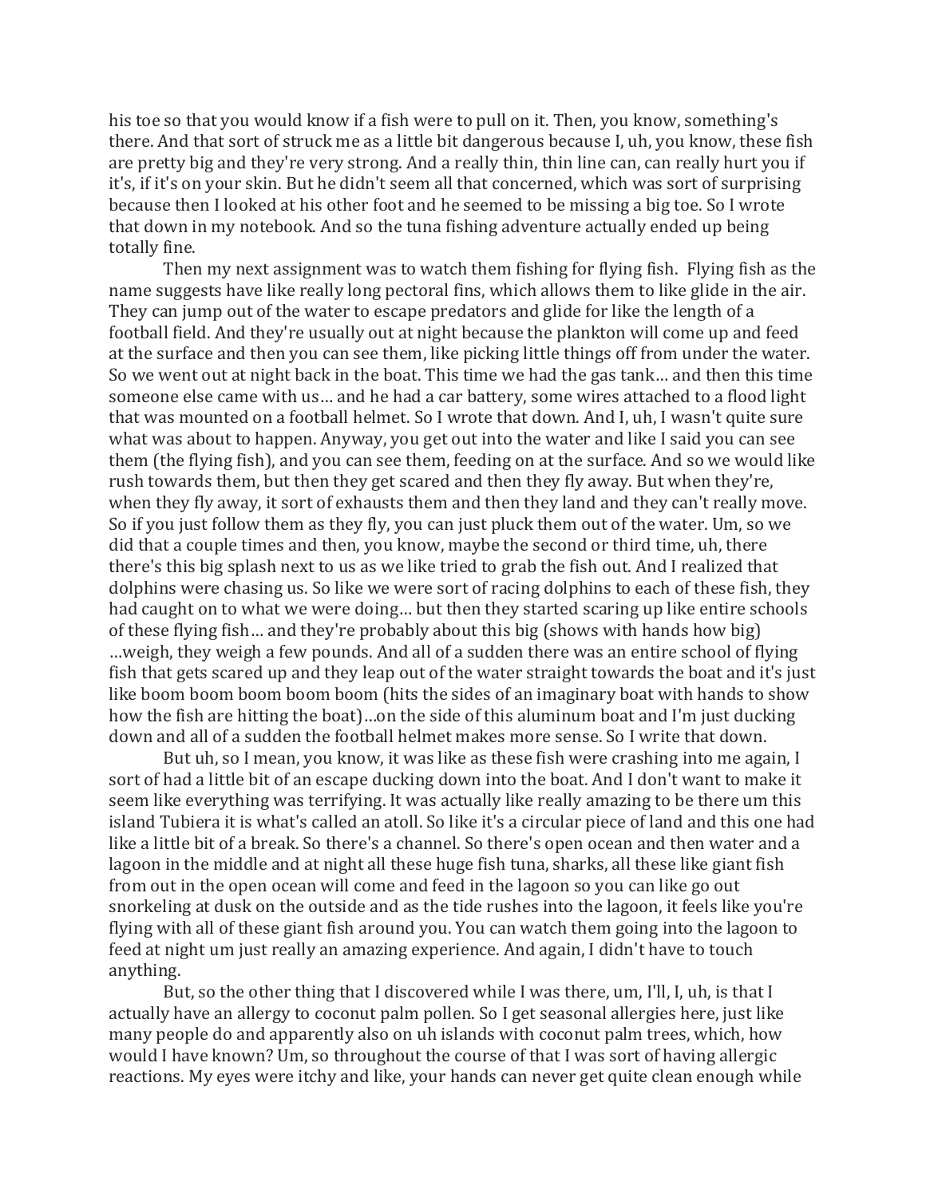his toe so that you would know if a fish were to pull on it. Then, you know, something's there. And that sort of struck me as a little bit dangerous because I, uh, you know, these fish are pretty big and they're very strong. And a really thin, thin line can, can really hurt you if it's, if it's on your skin. But he didn't seem all that concerned, which was sort of surprising because then I looked at his other foot and he seemed to be missing a big toe. So I wrote that down in my notebook. And so the tuna fishing adventure actually ended up being totally fine.

Then my next assignment was to watch them fishing for flying fish. Flying fish as the name suggests have like really long pectoral fins, which allows them to like glide in the air. They can jump out of the water to escape predators and glide for like the length of a football field. And they're usually out at night because the plankton will come up and feed at the surface and then you can see them, like picking little things off from under the water. So we went out at night back in the boat. This time we had the gas tank… and then this time someone else came with us… and he had a car battery, some wires attached to a flood light that was mounted on a football helmet. So I wrote that down. And I, uh, I wasn't quite sure what was about to happen. Anyway, you get out into the water and like I said you can see them (the flying fish), and you can see them, feeding on at the surface. And so we would like rush towards them, but then they get scared and then they fly away. But when they're, when they fly away, it sort of exhausts them and then they land and they can't really move. So if you just follow them as they fly, you can just pluck them out of the water. Um, so we did that a couple times and then, you know, maybe the second or third time, uh, there there's this big splash next to us as we like tried to grab the fish out. And I realized that dolphins were chasing us. So like we were sort of racing dolphins to each of these fish, they had caught on to what we were doing… but then they started scaring up like entire schools of these flying fish… and they're probably about this big (shows with hands how big) …weigh, they weigh a few pounds. And all of a sudden there was an entire school of flying fish that gets scared up and they leap out of the water straight towards the boat and it's just like boom boom boom boom boom (hits the sides of an imaginary boat with hands to show how the fish are hitting the boat)…on the side of this aluminum boat and I'm just ducking down and all of a sudden the football helmet makes more sense. So I write that down.

But uh, so I mean, you know, it was like as these fish were crashing into me again, I sort of had a little bit of an escape ducking down into the boat. And I don't want to make it seem like everything was terrifying. It was actually like really amazing to be there um this island Tubiera it is what's called an atoll. So like it's a circular piece of land and this one had like a little bit of a break. So there's a channel. So there's open ocean and then water and a lagoon in the middle and at night all these huge fish tuna, sharks, all these like giant fish from out in the open ocean will come and feed in the lagoon so you can like go out snorkeling at dusk on the outside and as the tide rushes into the lagoon, it feels like you're flying with all of these giant fish around you. You can watch them going into the lagoon to feed at night um just really an amazing experience. And again, I didn't have to touch anything.

But, so the other thing that I discovered while I was there, um, I'll, I, uh, is that I actually have an allergy to coconut palm pollen. So I get seasonal allergies here, just like many people do and apparently also on uh islands with coconut palm trees, which, how would I have known? Um, so throughout the course of that I was sort of having allergic reactions. My eyes were itchy and like, your hands can never get quite clean enough while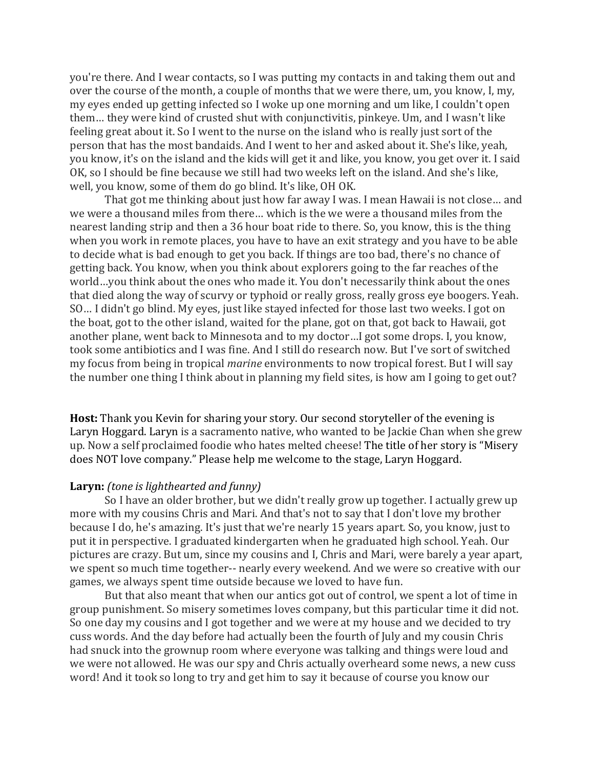you're there. And I wear contacts, so I was putting my contacts in and taking them out and over the course of the month, a couple of months that we were there, um, you know, I, my, my eyes ended up getting infected so I woke up one morning and um like, I couldn't open them… they were kind of crusted shut with conjunctivitis, pinkeye. Um, and I wasn't like feeling great about it. So I went to the nurse on the island who is really just sort of the person that has the most bandaids. And I went to her and asked about it. She's like, yeah, you know, it's on the island and the kids will get it and like, you know, you get over it. I said OK, so I should be fine because we still had two weeks left on the island. And she's like, well, you know, some of them do go blind. It's like, OH OK.

That got me thinking about just how far away I was. I mean Hawaii is not close… and we were a thousand miles from there… which is the we were a thousand miles from the nearest landing strip and then a 36 hour boat ride to there. So, you know, this is the thing when you work in remote places, you have to have an exit strategy and you have to be able to decide what is bad enough to get you back. If things are too bad, there's no chance of getting back. You know, when you think about explorers going to the far reaches of the world…you think about the ones who made it. You don't necessarily think about the ones that died along the way of scurvy or typhoid or really gross, really gross eye boogers. Yeah. SO… I didn't go blind. My eyes, just like stayed infected for those last two weeks. I got on the boat, got to the other island, waited for the plane, got on that, got back to Hawaii, got another plane, went back to Minnesota and to my doctor…I got some drops. I, you know, took some antibiotics and I was fine. And I still do research now. But I've sort of switched my focus from being in tropical *marine* environments to now tropical forest. But I will say the number one thing I think about in planning my field sites, is how am I going to get out?

**Host:** Thank you Kevin for sharing your story. Our second storyteller of the evening is Laryn Hoggard. Laryn is a sacramento native, who wanted to be Jackie Chan when she grew up. Now a self proclaimed foodie who hates melted cheese! The title of her story is "Misery does NOT love company." Please help me welcome to the stage, Laryn Hoggard.

**Laryn:** *(tone is lighthearted and funny)*

So I have an older brother, but we didn't really grow up together. I actually grew up more with my cousins Chris and Mari. And that's not to say that I don't love my brother because I do, he's amazing. It's just that we're nearly 15 years apart. So, you know, just to put it in perspective. I graduated kindergarten when he graduated high school. Yeah. Our pictures are crazy. But um, since my cousins and I, Chris and Mari, were barely a year apart, we spent so much time together-- nearly every weekend. And we were so creative with our games, we always spent time outside because we loved to have fun.

But that also meant that when our antics got out of control, we spent a lot of time in group punishment. So misery sometimes loves company, but this particular time it did not. So one day my cousins and I got together and we were at my house and we decided to try cuss words. And the day before had actually been the fourth of July and my cousin Chris had snuck into the grownup room where everyone was talking and things were loud and we were not allowed. He was our spy and Chris actually overheard some news, a new cuss word! And it took so long to try and get him to say it because of course you know our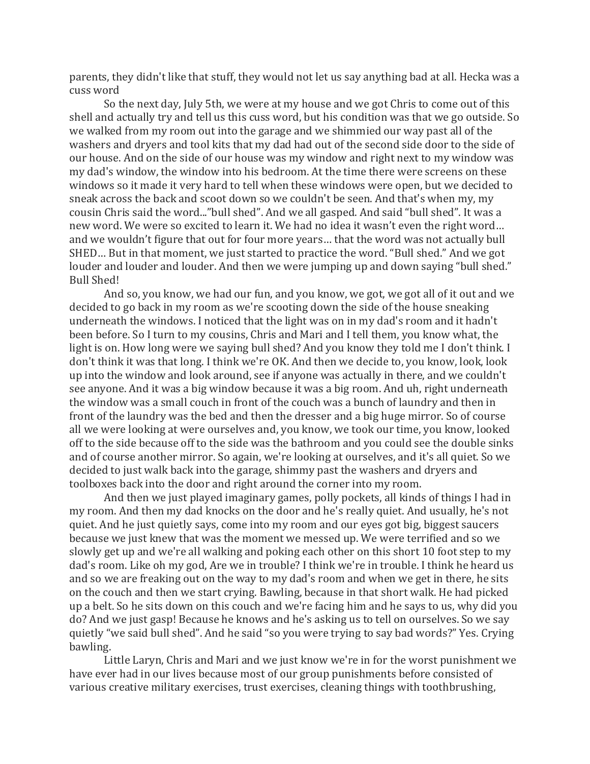parents, they didn't like that stuff, they would not let us say anything bad at all. Hecka was a cuss word

So the next day, July 5th, we were at my house and we got Chris to come out of this shell and actually try and tell us this cuss word, but his condition was that we go outside. So we walked from my room out into the garage and we shimmied our way past all of the washers and dryers and tool kits that my dad had out of the second side door to the side of our house. And on the side of our house was my window and right next to my window was my dad's window, the window into his bedroom. At the time there were screens on these windows so it made it very hard to tell when these windows were open, but we decided to sneak across the back and scoot down so we couldn't be seen. And that's when my, my cousin Chris said the word..."bull shed". And we all gasped. And said "bull shed". It was a new word. We were so excited to learn it. We had no idea it wasn't even the right word… and we wouldn't figure that out for four more years… that the word was not actually bull SHED… But in that moment, we just started to practice the word. "Bull shed." And we got louder and louder and louder. And then we were jumping up and down saying "bull shed." Bull Shed!

And so, you know, we had our fun, and you know, we got, we got all of it out and we decided to go back in my room as we're scooting down the side of the house sneaking underneath the windows. I noticed that the light was on in my dad's room and it hadn't been before. So I turn to my cousins, Chris and Mari and I tell them, you know what, the light is on. How long were we saying bull shed? And you know they told me I don't think. I don't think it was that long. I think we're OK. And then we decide to, you know, look, look up into the window and look around, see if anyone was actually in there, and we couldn't see anyone. And it was a big window because it was a big room. And uh, right underneath the window was a small couch in front of the couch was a bunch of laundry and then in front of the laundry was the bed and then the dresser and a big huge mirror. So of course all we were looking at were ourselves and, you know, we took our time, you know, looked off to the side because off to the side was the bathroom and you could see the double sinks and of course another mirror. So again, we're looking at ourselves, and it's all quiet. So we decided to just walk back into the garage, shimmy past the washers and dryers and toolboxes back into the door and right around the corner into my room.

And then we just played imaginary games, polly pockets, all kinds of things I had in my room. And then my dad knocks on the door and he's really quiet. And usually, he's not quiet. And he just quietly says, come into my room and our eyes got big, biggest saucers because we just knew that was the moment we messed up. We were terrified and so we slowly get up and we're all walking and poking each other on this short 10 foot step to my dad's room. Like oh my god, Are we in trouble? I think we're in trouble. I think he heard us and so we are freaking out on the way to my dad's room and when we get in there, he sits on the couch and then we start crying. Bawling, because in that short walk. He had picked up a belt. So he sits down on this couch and we're facing him and he says to us, why did you do? And we just gasp! Because he knows and he's asking us to tell on ourselves. So we say quietly "we said bull shed". And he said "so you were trying to say bad words?" Yes. Crying bawling.

Little Laryn, Chris and Mari and we just know we're in for the worst punishment we have ever had in our lives because most of our group punishments before consisted of various creative military exercises, trust exercises, cleaning things with toothbrushing,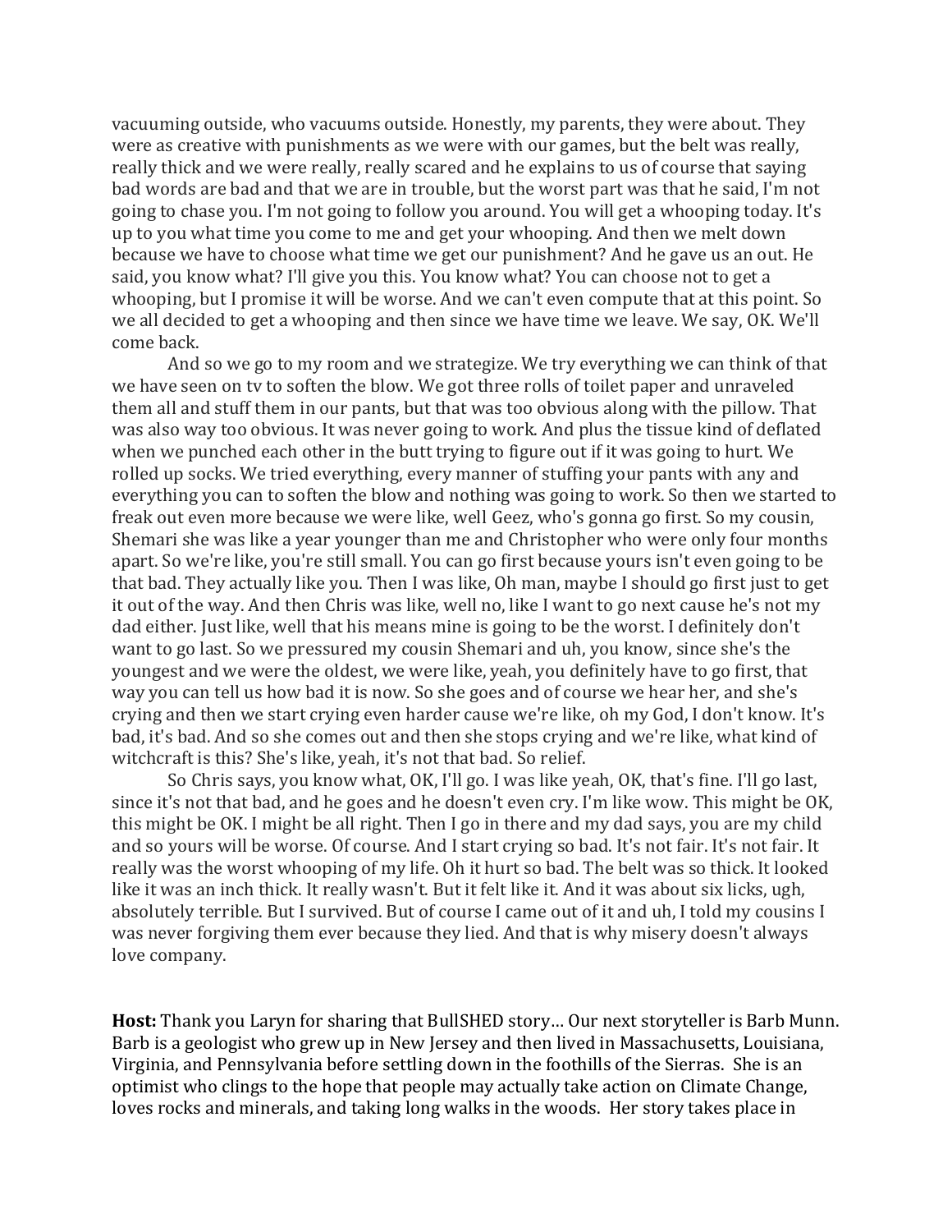vacuuming outside, who vacuums outside. Honestly, my parents, they were about. They were as creative with punishments as we were with our games, but the belt was really, really thick and we were really, really scared and he explains to us of course that saying bad words are bad and that we are in trouble, but the worst part was that he said, I'm not going to chase you. I'm not going to follow you around. You will get a whooping today. It's up to you what time you come to me and get your whooping. And then we melt down because we have to choose what time we get our punishment? And he gave us an out. He said, you know what? I'll give you this. You know what? You can choose not to get a whooping, but I promise it will be worse. And we can't even compute that at this point. So we all decided to get a whooping and then since we have time we leave. We say, OK. We'll come back.

And so we go to my room and we strategize. We try everything we can think of that we have seen on tv to soften the blow. We got three rolls of toilet paper and unraveled them all and stuff them in our pants, but that was too obvious along with the pillow. That was also way too obvious. It was never going to work. And plus the tissue kind of deflated when we punched each other in the butt trying to figure out if it was going to hurt. We rolled up socks. We tried everything, every manner of stuffing your pants with any and everything you can to soften the blow and nothing was going to work. So then we started to freak out even more because we were like, well Geez, who's gonna go first. So my cousin, Shemari she was like a year younger than me and Christopher who were only four months apart. So we're like, you're still small. You can go first because yours isn't even going to be that bad. They actually like you. Then I was like, Oh man, maybe I should go first just to get it out of the way. And then Chris was like, well no, like I want to go next cause he's not my dad either. Just like, well that his means mine is going to be the worst. I definitely don't want to go last. So we pressured my cousin Shemari and uh, you know, since she's the youngest and we were the oldest, we were like, yeah, you definitely have to go first, that way you can tell us how bad it is now. So she goes and of course we hear her, and she's crying and then we start crying even harder cause we're like, oh my God, I don't know. It's bad, it's bad. And so she comes out and then she stops crying and we're like, what kind of witchcraft is this? She's like, yeah, it's not that bad. So relief.

So Chris says, you know what, OK, I'll go. I was like yeah, OK, that's fine. I'll go last, since it's not that bad, and he goes and he doesn't even cry. I'm like wow. This might be OK, this might be OK. I might be all right. Then I go in there and my dad says, you are my child and so yours will be worse. Of course. And I start crying so bad. It's not fair. It's not fair. It really was the worst whooping of my life. Oh it hurt so bad. The belt was so thick. It looked like it was an inch thick. It really wasn't. But it felt like it. And it was about six licks, ugh, absolutely terrible. But I survived. But of course I came out of it and uh, I told my cousins I was never forgiving them ever because they lied. And that is why misery doesn't always love company.

**Host:** Thank you Laryn for sharing that BullSHED story… Our next storyteller is Barb Munn. Barb is a geologist who grew up in New Jersey and then lived in Massachusetts, Louisiana, Virginia, and Pennsylvania before settling down in the foothills of the Sierras. She is an optimist who clings to the hope that people may actually take action on Climate Change, loves rocks and minerals, and taking long walks in the woods. Her story takes place in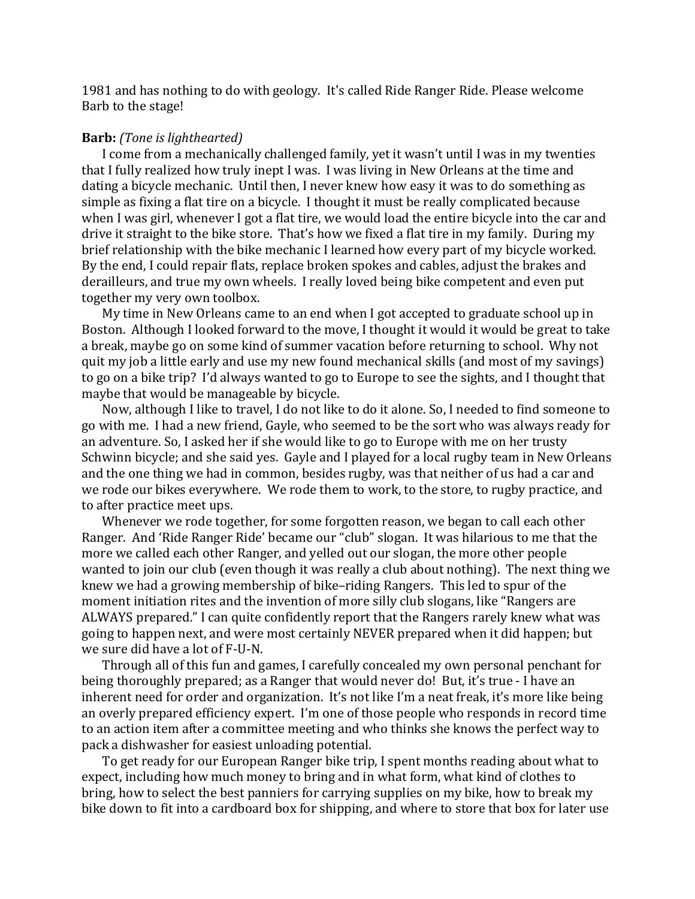1981 and has nothing to do with geology. It's called Ride Ranger Ride. Please welcome Barb to the stage!

**Barb:** *(Tone is lighthearted)*

I come from a mechanically challenged family, yet it wasn't until I was in my twenties that I fully realized how truly inept I was. I was living in New Orleans at the time and dating a bicycle mechanic. Until then, I never knew how easy it was to do something as simple as fixing a flat tire on a bicycle. I thought it must be really complicated because when I was girl, whenever I got a flat tire, we would load the entire bicycle into the car and drive it straight to the bike store. That's how we fixed a flat tire in my family. During my brief relationship with the bike mechanic I learned how every part of my bicycle worked. By the end, I could repair flats, replace broken spokes and cables, adjust the brakes and derailleurs, and true my own wheels. I really loved being bike competent and even put together my very own toolbox.

My time in New Orleans came to an end when I got accepted to graduate school up in Boston. Although I looked forward to the move, I thought it would it would be great to take a break, maybe go on some kind of summer vacation before returning to school. Why not quit my job a little early and use my new found mechanical skills (and most of my savings) to go on a bike trip? I'd always wanted to go to Europe to see the sights, and I thought that maybe that would be manageable by bicycle.

Now, although I like to travel, I do not like to do it alone. So, I needed to find someone to go with me. I had a new friend, Gayle, who seemed to be the sort who was always ready for an adventure. So, I asked her if she would like to go to Europe with me on her trusty Schwinn bicycle; and she said yes. Gayle and I played for a local rugby team in New Orleans and the one thing we had in common, besides rugby, was that neither of us had a car and we rode our bikes everywhere. We rode them to work, to the store, to rugby practice, and to after practice meet ups.

Whenever we rode together, for some forgotten reason, we began to call each other Ranger. And 'Ride Ranger Ride' became our "club" slogan. It was hilarious to me that the more we called each other Ranger, and yelled out our slogan, the more other people wanted to join our club (even though it was really a club about nothing). The next thing we knew we had a growing membership of bike–riding Rangers. This led to spur of the moment initiation rites and the invention of more silly club slogans, like "Rangers are ALWAYS prepared." I can quite confidently report that the Rangers rarely knew what was going to happen next, and were most certainly NEVER prepared when it did happen; but we sure did have a lot of F-U-N.

Through all of this fun and games, I carefully concealed my own personal penchant for being thoroughly prepared; as a Ranger that would never do! But, it's true - I have an inherent need for order and organization. It's not like I'm a neat freak, it's more like being an overly prepared efficiency expert. I'm one of those people who responds in record time to an action item after a committee meeting and who thinks she knows the perfect way to pack a dishwasher for easiest unloading potential.

To get ready for our European Ranger bike trip, I spent months reading about what to expect, including how much money to bring and in what form, what kind of clothes to bring, how to select the best panniers for carrying supplies on my bike, how to break my bike down to fit into a cardboard box for shipping, and where to store that box for later use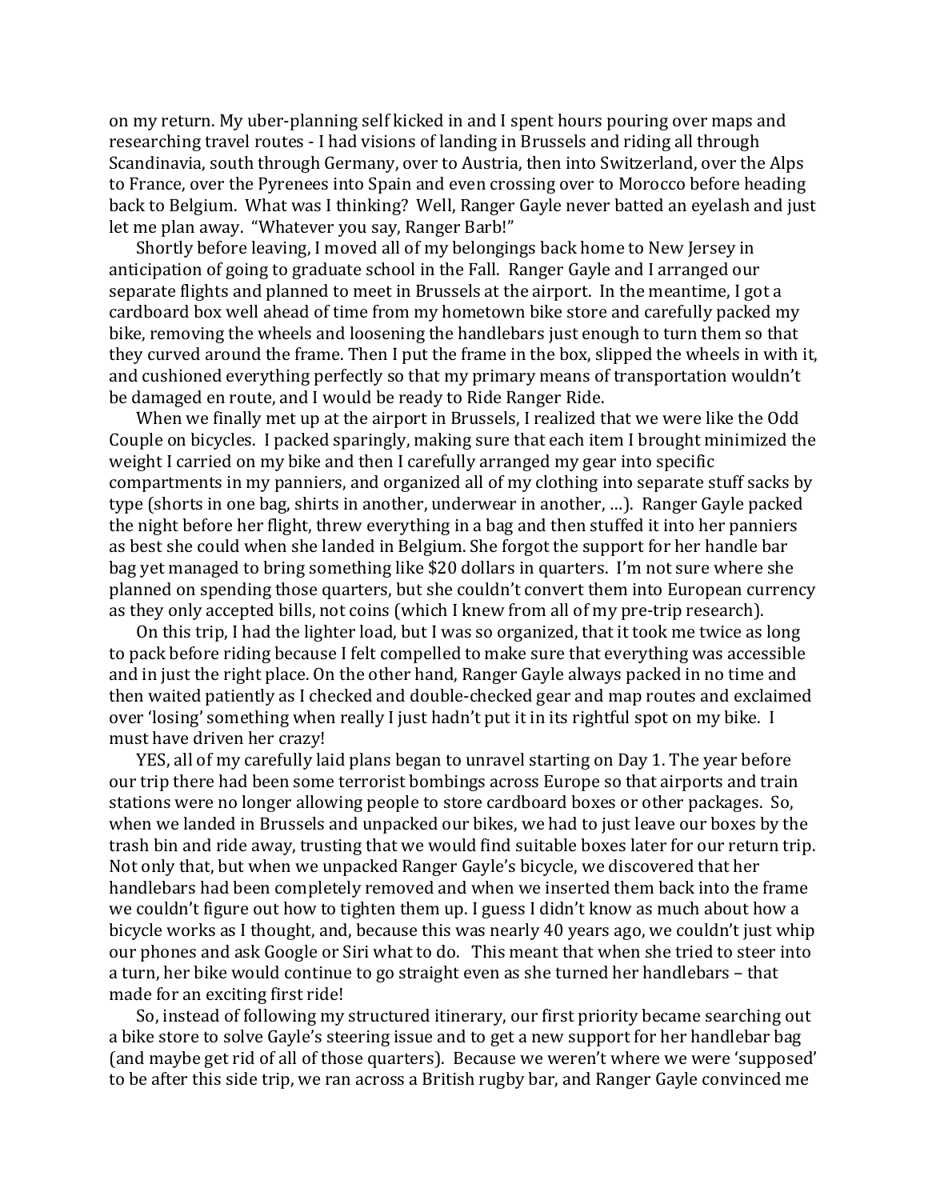on my return. My uber-planning self kicked in and I spent hours pouring over maps and researching travel routes - I had visions of landing in Brussels and riding all through Scandinavia, south through Germany, over to Austria, then into Switzerland, over the Alps to France, over the Pyrenees into Spain and even crossing over to Morocco before heading back to Belgium. What was I thinking? Well, Ranger Gayle never batted an eyelash and just let me plan away. "Whatever you say, Ranger Barb!"

Shortly before leaving, I moved all of my belongings back home to New Jersey in anticipation of going to graduate school in the Fall. Ranger Gayle and I arranged our separate flights and planned to meet in Brussels at the airport. In the meantime, I got a cardboard box well ahead of time from my hometown bike store and carefully packed my bike, removing the wheels and loosening the handlebars just enough to turn them so that they curved around the frame. Then I put the frame in the box, slipped the wheels in with it, and cushioned everything perfectly so that my primary means of transportation wouldn't be damaged en route, and I would be ready to Ride Ranger Ride.

When we finally met up at the airport in Brussels, I realized that we were like the Odd Couple on bicycles. I packed sparingly, making sure that each item I brought minimized the weight I carried on my bike and then I carefully arranged my gear into specific compartments in my panniers, and organized all of my clothing into separate stuff sacks by type (shorts in one bag, shirts in another, underwear in another, …). Ranger Gayle packed the night before her flight, threw everything in a bag and then stuffed it into her panniers as best she could when she landed in Belgium. She forgot the support for her handle bar bag yet managed to bring something like $20 dollars in quarters. I'm not sure where she planned on spending those quarters, but she couldn't convert them into European currency as they only accepted bills, not coins (which I knew from all of my pre-trip research).

On this trip, I had the lighter load, but I was so organized, that it took me twice as long to pack before riding because I felt compelled to make sure that everything was accessible and in just the right place. On the other hand, Ranger Gayle always packed in no time and then waited patiently as I checked and double-checked gear and map routes and exclaimed over 'losing' something when really I just hadn't put it in its rightful spot on my bike. I must have driven her crazy!

YES, all of my carefully laid plans began to unravel starting on Day 1. The year before our trip there had been some terrorist bombings across Europe so that airports and train stations were no longer allowing people to store cardboard boxes or other packages. So, when we landed in Brussels and unpacked our bikes, we had to just leave our boxes by the trash bin and ride away, trusting that we would find suitable boxes later for our return trip. Not only that, but when we unpacked Ranger Gayle's bicycle, we discovered that her handlebars had been completely removed and when we inserted them back into the frame we couldn't figure out how to tighten them up. I guess I didn't know as much about how a bicycle works as I thought, and, because this was nearly 40 years ago, we couldn't just whip our phones and ask Google or Siri what to do. This meant that when she tried to steer into a turn, her bike would continue to go straight even as she turned her handlebars – that made for an exciting first ride!

So, instead of following my structured itinerary, our first priority became searching out a bike store to solve Gayle's steering issue and to get a new support for her handlebar bag (and maybe get rid of all of those quarters). Because we weren't where we were 'supposed' to be after this side trip, we ran across a British rugby bar, and Ranger Gayle convinced me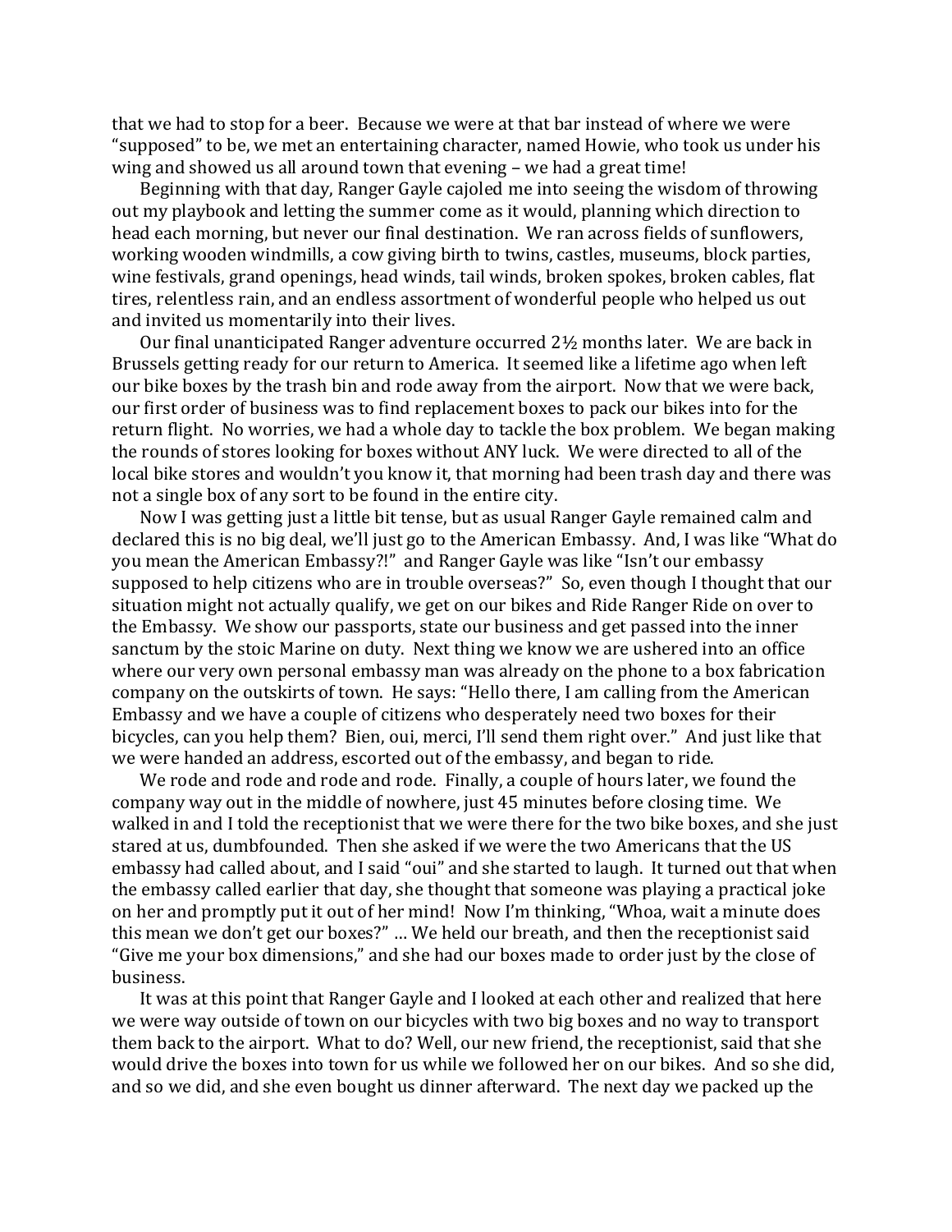that we had to stop for a beer. Because we were at that bar instead of where we were "supposed" to be, we met an entertaining character, named Howie, who took us under his wing and showed us all around town that evening – we had a great time!

Beginning with that day, Ranger Gayle cajoled me into seeing the wisdom of throwing out my playbook and letting the summer come as it would, planning which direction to head each morning, but never our final destination. We ran across fields of sunflowers, working wooden windmills, a cow giving birth to twins, castles, museums, block parties, wine festivals, grand openings, head winds, tail winds, broken spokes, broken cables, flat tires, relentless rain, and an endless assortment of wonderful people who helped us out and invited us momentarily into their lives.

Our final unanticipated Ranger adventure occurred 2½ months later. We are back in Brussels getting ready for our return to America. It seemed like a lifetime ago when left our bike boxes by the trash bin and rode away from the airport. Now that we were back, our first order of business was to find replacement boxes to pack our bikes into for the return flight. No worries, we had a whole day to tackle the box problem. We began making the rounds of stores looking for boxes without ANY luck. We were directed to all of the local bike stores and wouldn't you know it, that morning had been trash day and there was not a single box of any sort to be found in the entire city.

Now I was getting just a little bit tense, but as usual Ranger Gayle remained calm and declared this is no big deal, we'll just go to the American Embassy. And, I was like "What do you mean the American Embassy?!" and Ranger Gayle was like "Isn't our embassy supposed to help citizens who are in trouble overseas?" So, even though I thought that our situation might not actually qualify, we get on our bikes and Ride Ranger Ride on over to the Embassy. We show our passports, state our business and get passed into the inner sanctum by the stoic Marine on duty. Next thing we know we are ushered into an office where our very own personal embassy man was already on the phone to a box fabrication company on the outskirts of town. He says: "Hello there, I am calling from the American Embassy and we have a couple of citizens who desperately need two boxes for their bicycles, can you help them? Bien, oui, merci, I'll send them right over." And just like that we were handed an address, escorted out of the embassy, and began to ride.

We rode and rode and rode and rode. Finally, a couple of hours later, we found the company way out in the middle of nowhere, just 45 minutes before closing time. We walked in and I told the receptionist that we were there for the two bike boxes, and she just stared at us, dumbfounded. Then she asked if we were the two Americans that the US embassy had called about, and I said "oui" and she started to laugh. It turned out that when the embassy called earlier that day, she thought that someone was playing a practical joke on her and promptly put it out of her mind! Now I'm thinking, "Whoa, wait a minute does this mean we don't get our boxes?" … We held our breath, and then the receptionist said "Give me your box dimensions," and she had our boxes made to order just by the close of business.

It was at this point that Ranger Gayle and I looked at each other and realized that here we were way outside of town on our bicycles with two big boxes and no way to transport them back to the airport. What to do? Well, our new friend, the receptionist, said that she would drive the boxes into town for us while we followed her on our bikes. And so she did, and so we did, and she even bought us dinner afterward. The next day we packed up the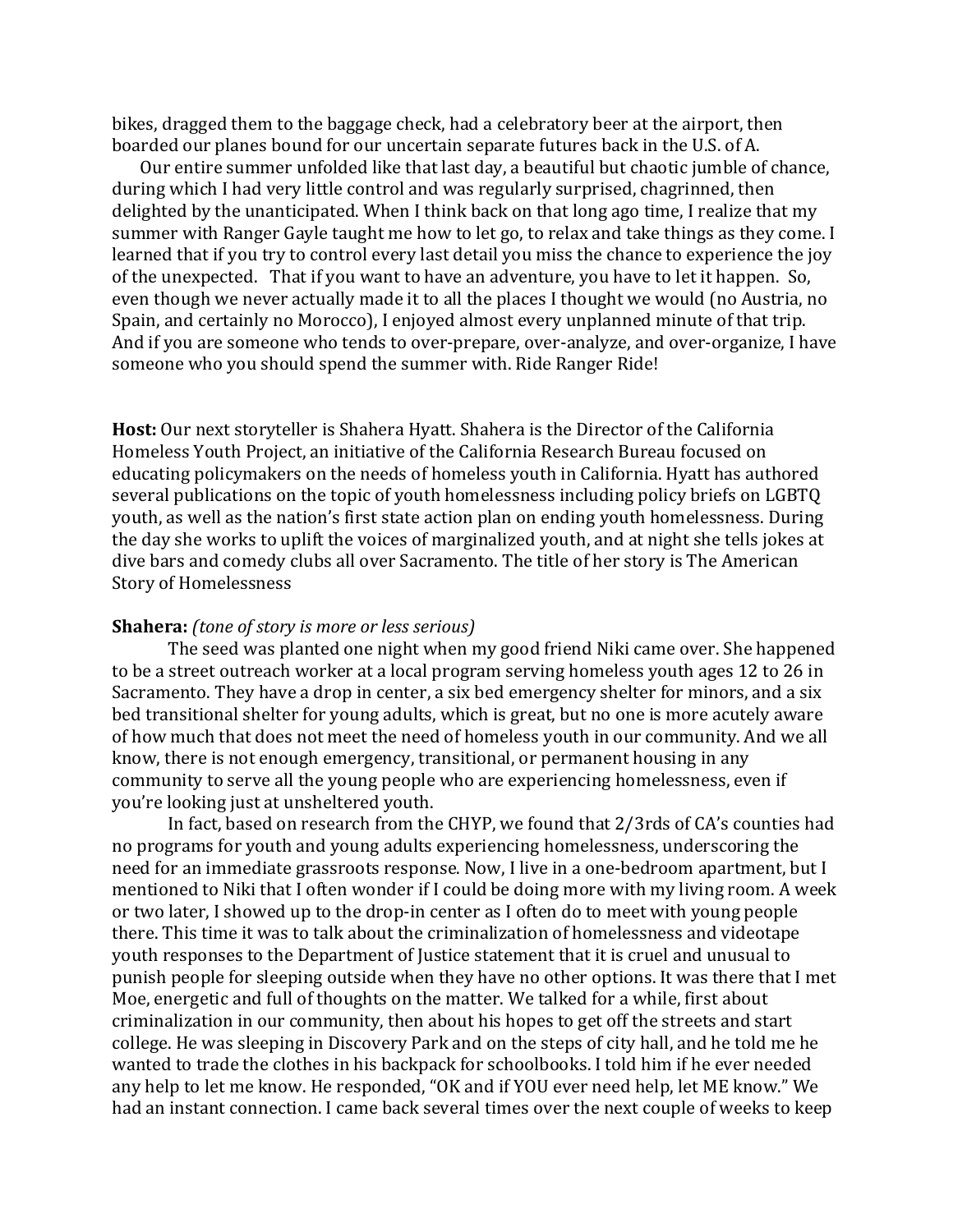bikes, dragged them to the baggage check, had a celebratory beer at the airport, then boarded our planes bound for our uncertain separate futures back in the U.S. of A.

Our entire summer unfolded like that last day, a beautiful but chaotic jumble of chance, during which I had very little control and was regularly surprised, chagrinned, then delighted by the unanticipated. When I think back on that long ago time, I realize that my summer with Ranger Gayle taught me how to let go, to relax and take things as they come. I learned that if you try to control every last detail you miss the chance to experience the joy of the unexpected. That if you want to have an adventure, you have to let it happen. So, even though we never actually made it to all the places I thought we would (no Austria, no Spain, and certainly no Morocco), I enjoyed almost every unplanned minute of that trip. And if you are someone who tends to over-prepare, over-analyze, and over-organize, I have someone who you should spend the summer with. Ride Ranger Ride!

**Host:** Our next storyteller is Shahera Hyatt. Shahera is the Director of the California Homeless Youth Project, an initiative of the California Research Bureau focused on educating policymakers on the needs of homeless youth in California. Hyatt has authored several publications on the topic of youth homelessness including policy briefs on LGBTQ youth, as well as the nation's first state action plan on ending youth homelessness. During the day she works to uplift the voices of marginalized youth, and at night she tells jokes at dive bars and comedy clubs all over Sacramento. The title of her story is The American Story of Homelessness

**Shahera:** *(tone of story is more or less serious)*

The seed was planted one night when my good friend Niki came over. She happened to be a street outreach worker at a local program serving homeless youth ages 12 to 26 in Sacramento. They have a drop in center, a six bed emergency shelter for minors, and a six bed transitional shelter for young adults, which is great, but no one is more acutely aware of how much that does not meet the need of homeless youth in our community. And we all know, there is not enough emergency, transitional, or permanent housing in any community to serve all the young people who are experiencing homelessness, even if you're looking just at unsheltered youth.

In fact, based on research from the CHYP, we found that 2/3rds of CA's counties had no programs for youth and young adults experiencing homelessness, underscoring the need for an immediate grassroots response. Now, I live in a one-bedroom apartment, but I mentioned to Niki that I often wonder if I could be doing more with my living room. A week or two later, I showed up to the drop-in center as I often do to meet with young people there. This time it was to talk about the criminalization of homelessness and videotape youth responses to the Department of Justice statement that it is cruel and unusual to punish people for sleeping outside when they have no other options. It was there that I met Moe, energetic and full of thoughts on the matter. We talked for a while, first about criminalization in our community, then about his hopes to get off the streets and start college. He was sleeping in Discovery Park and on the steps of city hall, and he told me he wanted to trade the clothes in his backpack for schoolbooks. I told him if he ever needed any help to let me know. He responded, "OK and if YOU ever need help, let ME know." We had an instant connection. I came back several times over the next couple of weeks to keep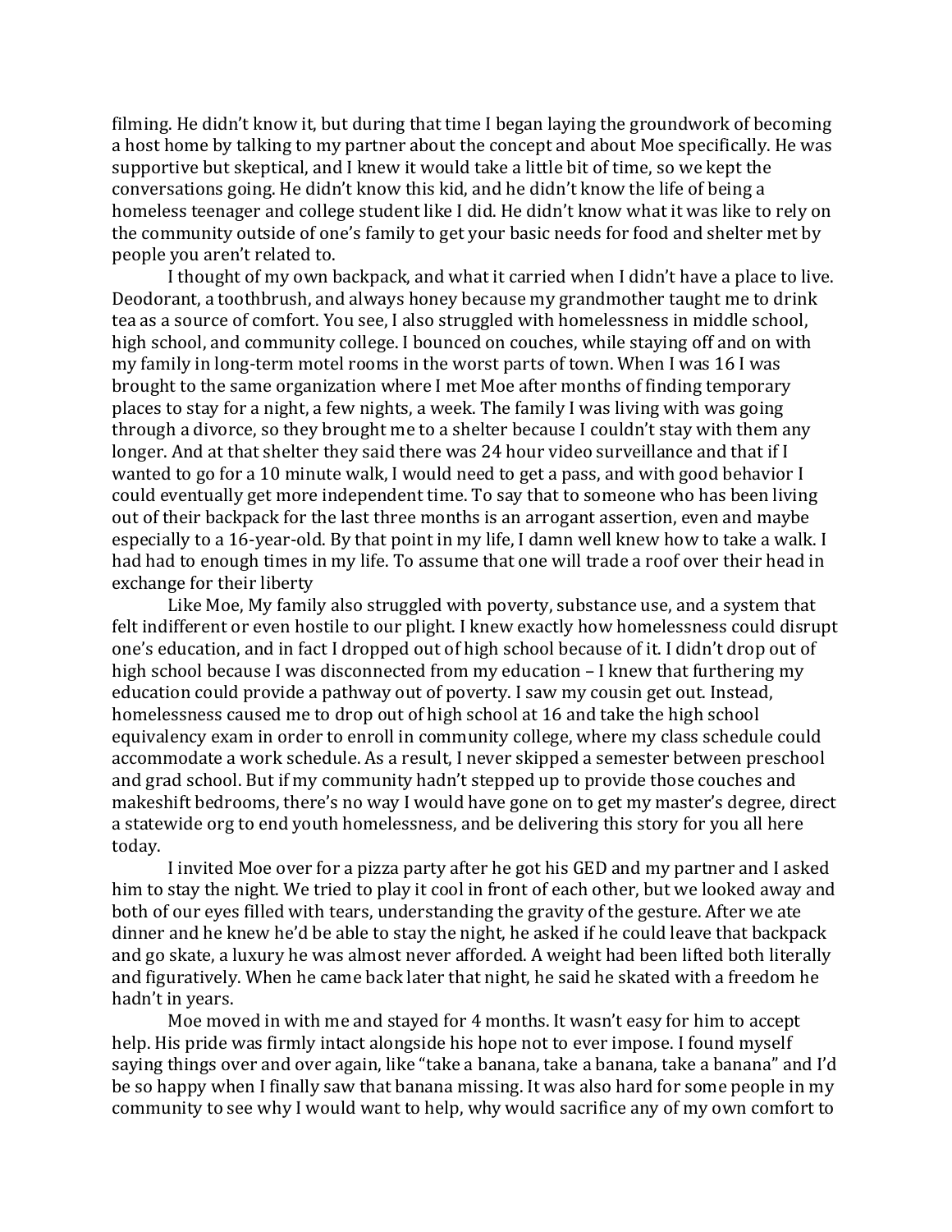filming. He didn't know it, but during that time I began laying the groundwork of becoming a host home by talking to my partner about the concept and about Moe specifically. He was supportive but skeptical, and I knew it would take a little bit of time, so we kept the conversations going. He didn't know this kid, and he didn't know the life of being a homeless teenager and college student like I did. He didn't know what it was like to rely on the community outside of one's family to get your basic needs for food and shelter met by people you aren't related to.

I thought of my own backpack, and what it carried when I didn't have a place to live. Deodorant, a toothbrush, and always honey because my grandmother taught me to drink tea as a source of comfort. You see, I also struggled with homelessness in middle school, high school, and community college. I bounced on couches, while staying off and on with my family in long-term motel rooms in the worst parts of town. When I was 16 I was brought to the same organization where I met Moe after months of finding temporary places to stay for a night, a few nights, a week. The family I was living with was going through a divorce, so they brought me to a shelter because I couldn't stay with them any longer. And at that shelter they said there was 24 hour video surveillance and that if I wanted to go for a 10 minute walk, I would need to get a pass, and with good behavior I could eventually get more independent time. To say that to someone who has been living out of their backpack for the last three months is an arrogant assertion, even and maybe especially to a 16-year-old. By that point in my life, I damn well knew how to take a walk. I had had to enough times in my life. To assume that one will trade a roof over their head in exchange for their liberty

Like Moe, My family also struggled with poverty, substance use, and a system that felt indifferent or even hostile to our plight. I knew exactly how homelessness could disrupt one's education, and in fact I dropped out of high school because of it. I didn't drop out of high school because I was disconnected from my education – I knew that furthering my education could provide a pathway out of poverty. I saw my cousin get out. Instead, homelessness caused me to drop out of high school at 16 and take the high school equivalency exam in order to enroll in community college, where my class schedule could accommodate a work schedule. As a result, I never skipped a semester between preschool and grad school. But if my community hadn't stepped up to provide those couches and makeshift bedrooms, there's no way I would have gone on to get my master's degree, direct a statewide org to end youth homelessness, and be delivering this story for you all here today.

I invited Moe over for a pizza party after he got his GED and my partner and I asked him to stay the night. We tried to play it cool in front of each other, but we looked away and both of our eyes filled with tears, understanding the gravity of the gesture. After we ate dinner and he knew he'd be able to stay the night, he asked if he could leave that backpack and go skate, a luxury he was almost never afforded. A weight had been lifted both literally and figuratively. When he came back later that night, he said he skated with a freedom he hadn't in years.

Moe moved in with me and stayed for 4 months. It wasn't easy for him to accept help. His pride was firmly intact alongside his hope not to ever impose. I found myself saying things over and over again, like "take a banana, take a banana, take a banana" and I'd be so happy when I finally saw that banana missing. It was also hard for some people in my community to see why I would want to help, why would sacrifice any of my own comfort to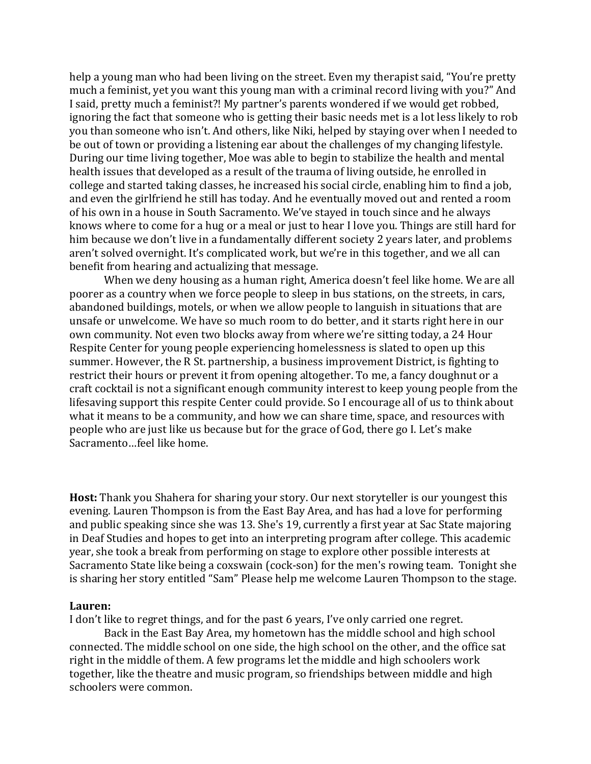help a young man who had been living on the street. Even my therapist said, "You're pretty much a feminist, yet you want this young man with a criminal record living with you?" And I said, pretty much a feminist?! My partner's parents wondered if we would get robbed, ignoring the fact that someone who is getting their basic needs met is a lot less likely to rob you than someone who isn't. And others, like Niki, helped by staying over when I needed to be out of town or providing a listening ear about the challenges of my changing lifestyle. During our time living together, Moe was able to begin to stabilize the health and mental health issues that developed as a result of the trauma of living outside, he enrolled in college and started taking classes, he increased his social circle, enabling him to find a job, and even the girlfriend he still has today. And he eventually moved out and rented a room of his own in a house in South Sacramento. We've stayed in touch since and he always knows where to come for a hug or a meal or just to hear I love you. Things are still hard for him because we don't live in a fundamentally different society 2 years later, and problems aren't solved overnight. It's complicated work, but we're in this together, and we all can benefit from hearing and actualizing that message.

When we deny housing as a human right, America doesn't feel like home. We are all poorer as a country when we force people to sleep in bus stations, on the streets, in cars, abandoned buildings, motels, or when we allow people to languish in situations that are unsafe or unwelcome. We have so much room to do better, and it starts right here in our own community. Not even two blocks away from where we're sitting today, a 24 Hour Respite Center for young people experiencing homelessness is slated to open up this summer. However, the R St. partnership, a business improvement District, is fighting to restrict their hours or prevent it from opening altogether. To me, a fancy doughnut or a craft cocktail is not a significant enough community interest to keep young people from the lifesaving support this respite Center could provide. So I encourage all of us to think about what it means to be a community, and how we can share time, space, and resources with people who are just like us because but for the grace of God, there go I. Let's make Sacramento…feel like home.

**Host:** Thank you Shahera for sharing your story. Our next storyteller is our youngest this evening. Lauren Thompson is from the East Bay Area, and has had a love for performing and public speaking since she was 13. She's 19, currently a first year at Sac State majoring in Deaf Studies and hopes to get into an interpreting program after college. This academic year, she took a break from performing on stage to explore other possible interests at Sacramento State like being a coxswain (cock-son) for the men's rowing team. Tonight she is sharing her story entitled "Sam" Please help me welcome Lauren Thompson to the stage.

**Lauren:**

I don't like to regret things, and for the past 6 years, I've only carried one regret.

Back in the East Bay Area, my hometown has the middle school and high school connected. The middle school on one side, the high school on the other, and the office sat right in the middle of them. A few programs let the middle and high schoolers work together, like the theatre and music program, so friendships between middle and high schoolers were common.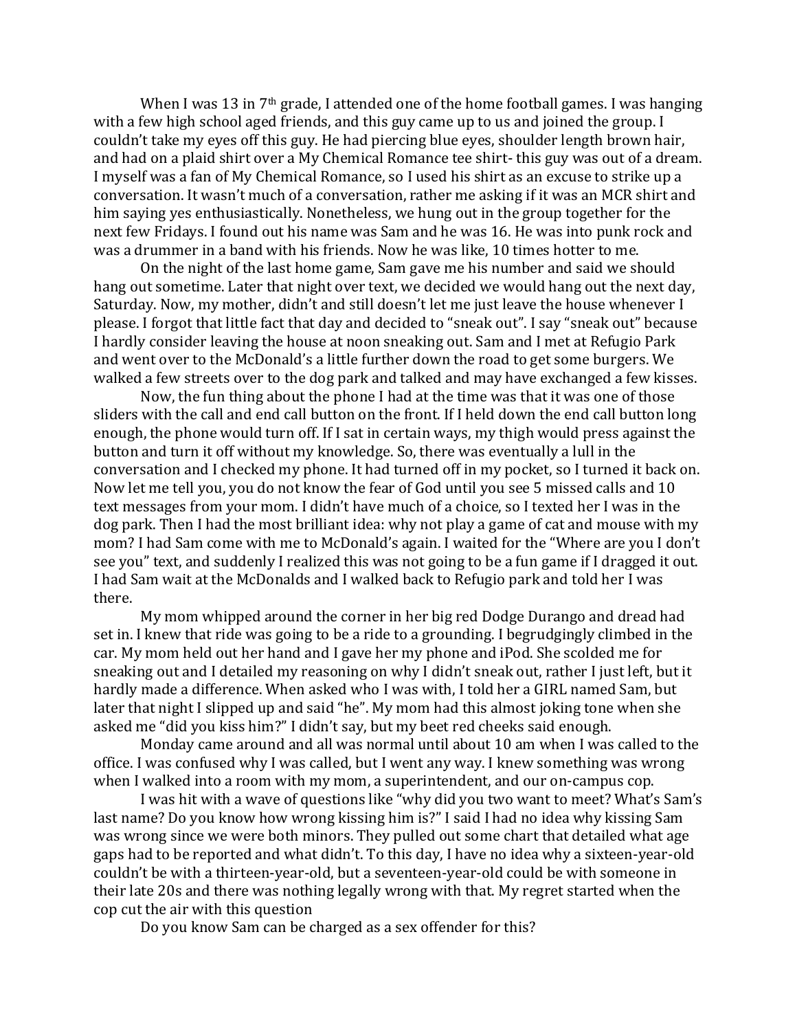When I was 13 in 7th grade, I attended one of the home football games. I was hanging with a few high school aged friends, and this guy came up to us and joined the group. I couldn't take my eyes off this guy. He had piercing blue eyes, shoulder length brown hair, and had on a plaid shirt over a My Chemical Romance tee shirt- this guy was out of a dream. I myself was a fan of My Chemical Romance, so I used his shirt as an excuse to strike up a conversation. It wasn't much of a conversation, rather me asking if it was an MCR shirt and him saying yes enthusiastically. Nonetheless, we hung out in the group together for the next few Fridays. I found out his name was Sam and he was 16. He was into punk rock and was a drummer in a band with his friends. Now he was like, 10 times hotter to me.

On the night of the last home game, Sam gave me his number and said we should hang out sometime. Later that night over text, we decided we would hang out the next day, Saturday. Now, my mother, didn't and still doesn't let me just leave the house whenever I please. I forgot that little fact that day and decided to "sneak out". I say "sneak out" because I hardly consider leaving the house at noon sneaking out. Sam and I met at Refugio Park and went over to the McDonald's a little further down the road to get some burgers. We walked a few streets over to the dog park and talked and may have exchanged a few kisses.

Now, the fun thing about the phone I had at the time was that it was one of those sliders with the call and end call button on the front. If I held down the end call button long enough, the phone would turn off. If I sat in certain ways, my thigh would press against the button and turn it off without my knowledge. So, there was eventually a lull in the conversation and I checked my phone. It had turned off in my pocket, so I turned it back on. Now let me tell you, you do not know the fear of God until you see 5 missed calls and 10 text messages from your mom. I didn't have much of a choice, so I texted her I was in the dog park. Then I had the most brilliant idea: why not play a game of cat and mouse with my mom? I had Sam come with me to McDonald's again. I waited for the "Where are you I don't see you" text, and suddenly I realized this was not going to be a fun game if I dragged it out. I had Sam wait at the McDonalds and I walked back to Refugio park and told her I was there.

My mom whipped around the corner in her big red Dodge Durango and dread had set in. I knew that ride was going to be a ride to a grounding. I begrudgingly climbed in the car. My mom held out her hand and I gave her my phone and iPod. She scolded me for sneaking out and I detailed my reasoning on why I didn't sneak out, rather I just left, but it hardly made a difference. When asked who I was with, I told her a GIRL named Sam, but later that night I slipped up and said "he". My mom had this almost joking tone when she asked me "did you kiss him?" I didn't say, but my beet red cheeks said enough.

Monday came around and all was normal until about 10 am when I was called to the office. I was confused why I was called, but I went any way. I knew something was wrong when I walked into a room with my mom, a superintendent, and our on-campus cop.

I was hit with a wave of questions like "why did you two want to meet? What's Sam's last name? Do you know how wrong kissing him is?" I said I had no idea why kissing Sam was wrong since we were both minors. They pulled out some chart that detailed what age gaps had to be reported and what didn't. To this day, I have no idea why a sixteen-year-old couldn't be with a thirteen-year-old, but a seventeen-year-old could be with someone in their late 20s and there was nothing legally wrong with that. My regret started when the cop cut the air with this question

Do you know Sam can be charged as a sex offender for this?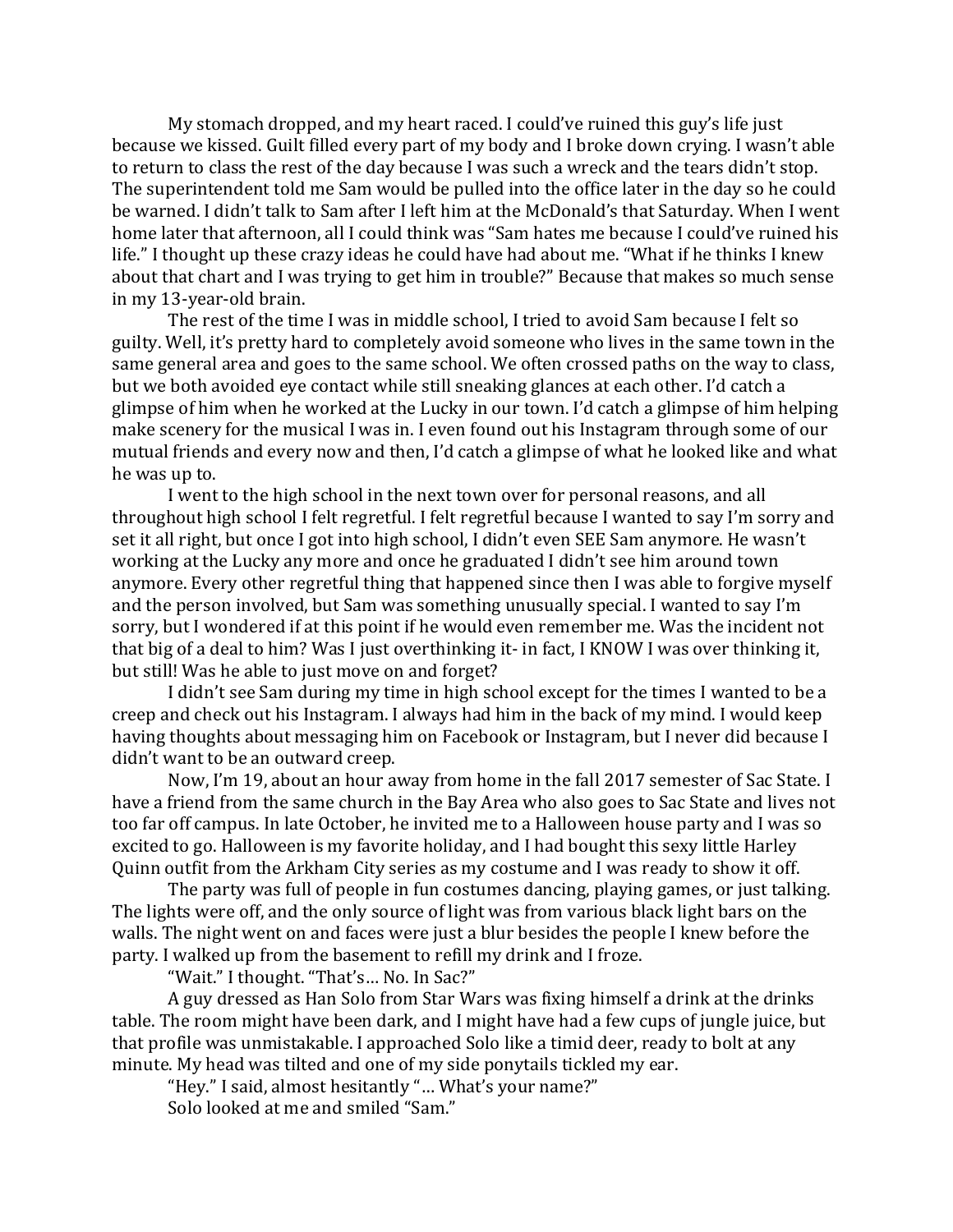My stomach dropped, and my heart raced. I could've ruined this guy's life just because we kissed. Guilt filled every part of my body and I broke down crying. I wasn't able to return to class the rest of the day because I was such a wreck and the tears didn't stop. The superintendent told me Sam would be pulled into the office later in the day so he could be warned. I didn't talk to Sam after I left him at the McDonald's that Saturday. When I went home later that afternoon, all I could think was "Sam hates me because I could've ruined his life." I thought up these crazy ideas he could have had about me. "What if he thinks I knew about that chart and I was trying to get him in trouble?" Because that makes so much sense in my 13-year-old brain.

The rest of the time I was in middle school, I tried to avoid Sam because I felt so guilty. Well, it's pretty hard to completely avoid someone who lives in the same town in the same general area and goes to the same school. We often crossed paths on the way to class, but we both avoided eye contact while still sneaking glances at each other. I'd catch a glimpse of him when he worked at the Lucky in our town. I'd catch a glimpse of him helping make scenery for the musical I was in. I even found out his Instagram through some of our mutual friends and every now and then, I'd catch a glimpse of what he looked like and what he was up to.

I went to the high school in the next town over for personal reasons, and all throughout high school I felt regretful. I felt regretful because I wanted to say I'm sorry and set it all right, but once I got into high school, I didn't even SEE Sam anymore. He wasn't working at the Lucky any more and once he graduated I didn't see him around town anymore. Every other regretful thing that happened since then I was able to forgive myself and the person involved, but Sam was something unusually special. I wanted to say I'm sorry, but I wondered if at this point if he would even remember me. Was the incident not that big of a deal to him? Was I just overthinking it- in fact, I KNOW I was over thinking it, but still! Was he able to just move on and forget?

I didn't see Sam during my time in high school except for the times I wanted to be a creep and check out his Instagram. I always had him in the back of my mind. I would keep having thoughts about messaging him on Facebook or Instagram, but I never did because I didn't want to be an outward creep.

Now, I'm 19, about an hour away from home in the fall 2017 semester of Sac State. I have a friend from the same church in the Bay Area who also goes to Sac State and lives not too far off campus. In late October, he invited me to a Halloween house party and I was so excited to go. Halloween is my favorite holiday, and I had bought this sexy little Harley Quinn outfit from the Arkham City series as my costume and I was ready to show it off.

The party was full of people in fun costumes dancing, playing games, or just talking. The lights were off, and the only source of light was from various black light bars on the walls. The night went on and faces were just a blur besides the people I knew before the party. I walked up from the basement to refill my drink and I froze.

"Wait." I thought. "That's… No. In Sac?"

A guy dressed as Han Solo from Star Wars was fixing himself a drink at the drinks table. The room might have been dark, and I might have had a few cups of jungle juice, but that profile was unmistakable. I approached Solo like a timid deer, ready to bolt at any minute. My head was tilted and one of my side ponytails tickled my ear.

"Hey." I said, almost hesitantly "… What's your name?"

Solo looked at me and smiled "Sam."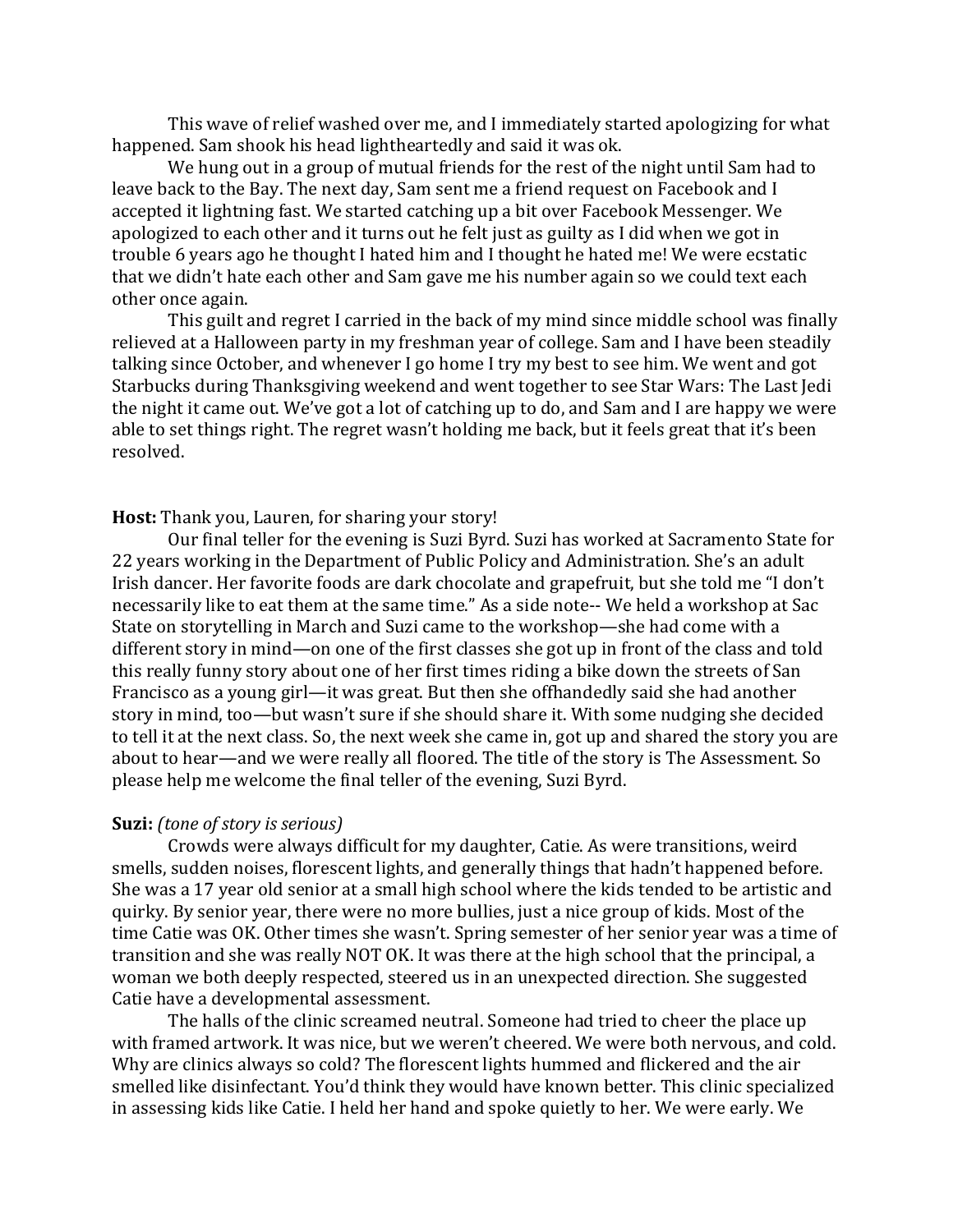This wave of relief washed over me, and I immediately started apologizing for what happened. Sam shook his head lightheartedly and said it was ok.

We hung out in a group of mutual friends for the rest of the night until Sam had to leave back to the Bay. The next day, Sam sent me a friend request on Facebook and I accepted it lightning fast. We started catching up a bit over Facebook Messenger. We apologized to each other and it turns out he felt just as guilty as I did when we got in trouble 6 years ago he thought I hated him and I thought he hated me! We were ecstatic that we didn't hate each other and Sam gave me his number again so we could text each other once again.

This guilt and regret I carried in the back of my mind since middle school was finally relieved at a Halloween party in my freshman year of college. Sam and I have been steadily talking since October, and whenever I go home I try my best to see him. We went and got Starbucks during Thanksgiving weekend and went together to see Star Wars: The Last Jedi the night it came out. We've got a lot of catching up to do, and Sam and I are happy we were able to set things right. The regret wasn't holding me back, but it feels great that it's been resolved.

**Host:** Thank you, Lauren, for sharing your story!

Our final teller for the evening is Suzi Byrd. Suzi has worked at Sacramento State for 22 years working in the Department of Public Policy and Administration. She's an adult Irish dancer. Her favorite foods are dark chocolate and grapefruit, but she told me "I don't necessarily like to eat them at the same time." As a side note-- We held a workshop at Sac State on storytelling in March and Suzi came to the workshop—she had come with a different story in mind—on one of the first classes she got up in front of the class and told this really funny story about one of her first times riding a bike down the streets of San Francisco as a young girl—it was great. But then she offhandedly said she had another story in mind, too—but wasn't sure if she should share it. With some nudging she decided to tell it at the next class. So, the next week she came in, got up and shared the story you are about to hear—and we were really all floored. The title of the story is The Assessment. So please help me welcome the final teller of the evening, Suzi Byrd.

**Suzi:** *(tone of story is serious)*

Crowds were always difficult for my daughter, Catie. As were transitions, weird smells, sudden noises, florescent lights, and generally things that hadn't happened before. She was a 17 year old senior at a small high school where the kids tended to be artistic and quirky. By senior year, there were no more bullies, just a nice group of kids. Most of the time Catie was OK. Other times she wasn't. Spring semester of her senior year was a time of transition and she was really NOT OK. It was there at the high school that the principal, a woman we both deeply respected, steered us in an unexpected direction. She suggested Catie have a developmental assessment.

The halls of the clinic screamed neutral. Someone had tried to cheer the place up with framed artwork. It was nice, but we weren't cheered. We were both nervous, and cold. Why are clinics always so cold? The florescent lights hummed and flickered and the air smelled like disinfectant. You'd think they would have known better. This clinic specialized in assessing kids like Catie. I held her hand and spoke quietly to her. We were early. We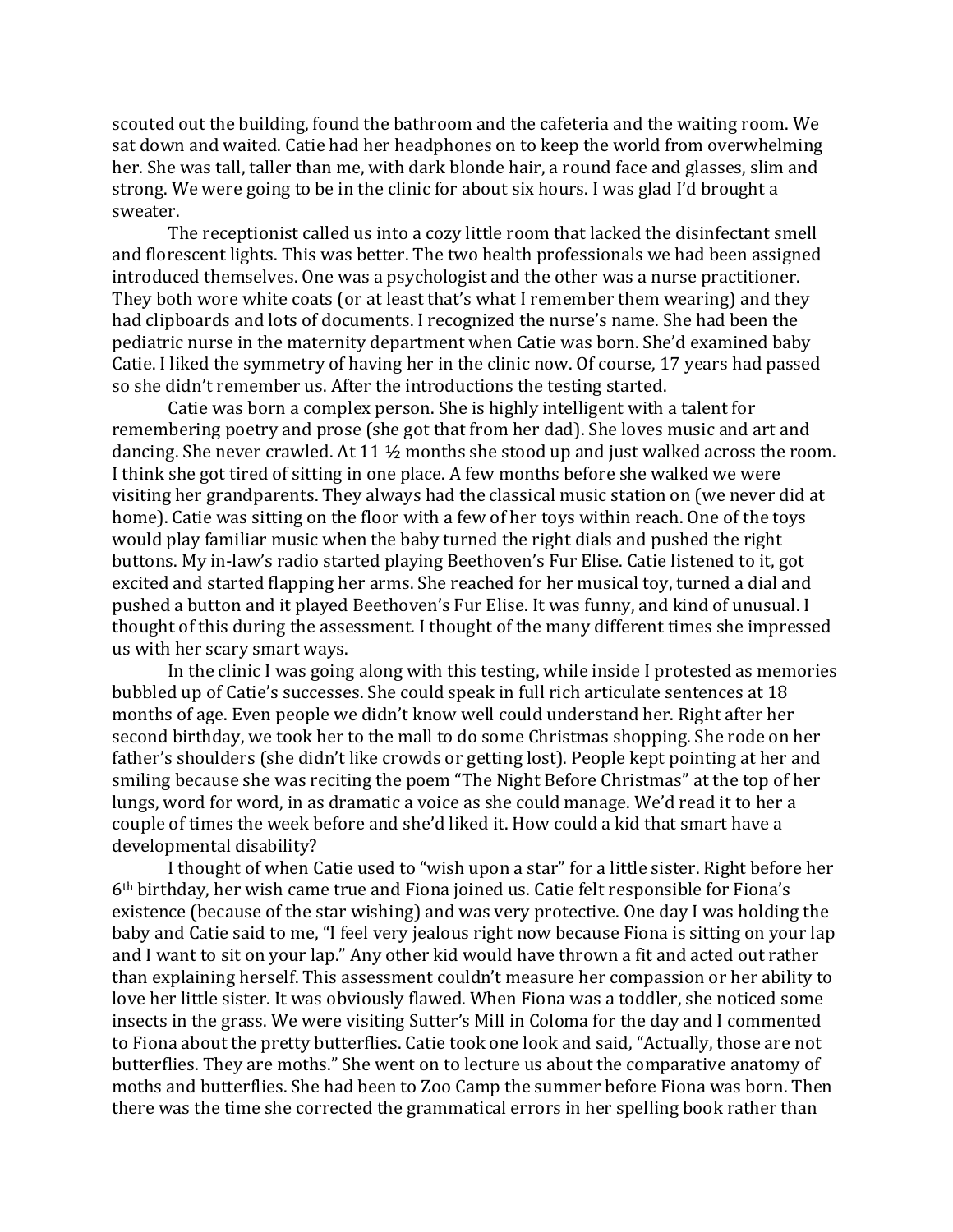scouted out the building, found the bathroom and the cafeteria and the waiting room. We sat down and waited. Catie had her headphones on to keep the world from overwhelming her. She was tall, taller than me, with dark blonde hair, a round face and glasses, slim and strong. We were going to be in the clinic for about six hours. I was glad I'd brought a sweater.

The receptionist called us into a cozy little room that lacked the disinfectant smell and florescent lights. This was better. The two health professionals we had been assigned introduced themselves. One was a psychologist and the other was a nurse practitioner. They both wore white coats (or at least that's what I remember them wearing) and they had clipboards and lots of documents. I recognized the nurse's name. She had been the pediatric nurse in the maternity department when Catie was born. She'd examined baby Catie. I liked the symmetry of having her in the clinic now. Of course, 17 years had passed so she didn't remember us. After the introductions the testing started.

Catie was born a complex person. She is highly intelligent with a talent for remembering poetry and prose (she got that from her dad). She loves music and art and dancing. She never crawled. At 11 ½ months she stood up and just walked across the room. I think she got tired of sitting in one place. A few months before she walked we were visiting her grandparents. They always had the classical music station on (we never did at home). Catie was sitting on the floor with a few of her toys within reach. One of the toys would play familiar music when the baby turned the right dials and pushed the right buttons. My in-law's radio started playing Beethoven's Fur Elise. Catie listened to it, got excited and started flapping her arms. She reached for her musical toy, turned a dial and pushed a button and it played Beethoven's Fur Elise. It was funny, and kind of unusual. I thought of this during the assessment. I thought of the many different times she impressed us with her scary smart ways.

In the clinic I was going along with this testing, while inside I protested as memories bubbled up of Catie's successes. She could speak in full rich articulate sentences at 18 months of age. Even people we didn't know well could understand her. Right after her second birthday, we took her to the mall to do some Christmas shopping. She rode on her father's shoulders (she didn't like crowds or getting lost). People kept pointing at her and smiling because she was reciting the poem "The Night Before Christmas" at the top of her lungs, word for word, in as dramatic a voice as she could manage. We'd read it to her a couple of times the week before and she'd liked it. How could a kid that smart have a developmental disability?

I thought of when Catie used to "wish upon a star" for a little sister. Right before her 6th birthday, her wish came true and Fiona joined us. Catie felt responsible for Fiona's existence (because of the star wishing) and was very protective. One day I was holding the baby and Catie said to me, "I feel very jealous right now because Fiona is sitting on your lap and I want to sit on your lap." Any other kid would have thrown a fit and acted out rather than explaining herself. This assessment couldn't measure her compassion or her ability to love her little sister. It was obviously flawed. When Fiona was a toddler, she noticed some insects in the grass. We were visiting Sutter's Mill in Coloma for the day and I commented to Fiona about the pretty butterflies. Catie took one look and said, "Actually, those are not butterflies. They are moths." She went on to lecture us about the comparative anatomy of moths and butterflies. She had been to Zoo Camp the summer before Fiona was born. Then there was the time she corrected the grammatical errors in her spelling book rather than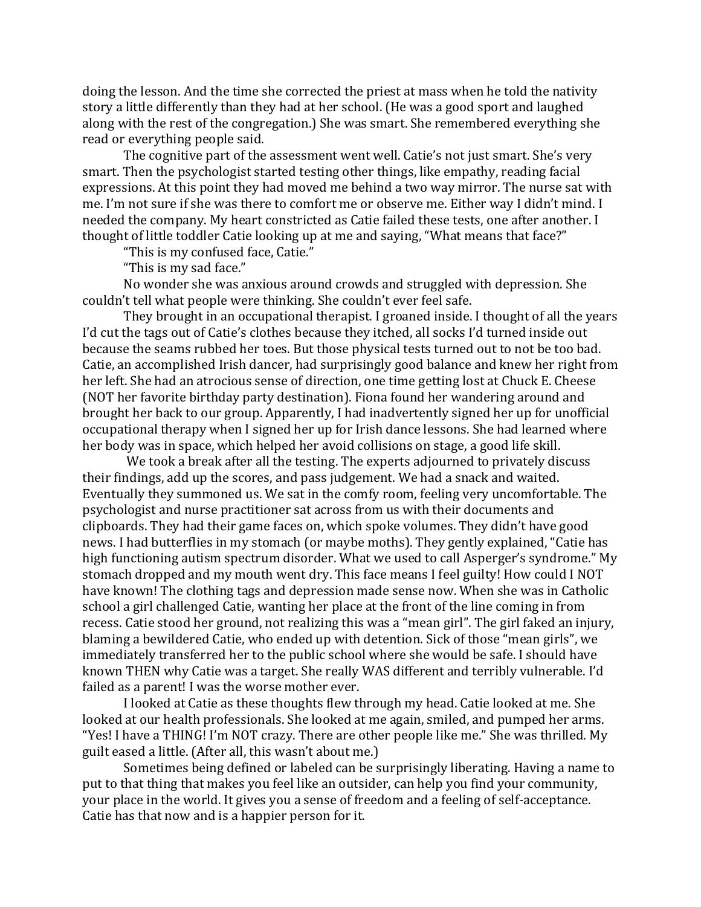doing the lesson. And the time she corrected the priest at mass when he told the nativity story a little differently than they had at her school. (He was a good sport and laughed along with the rest of the congregation.) She was smart. She remembered everything she read or everything people said.

The cognitive part of the assessment went well. Catie's not just smart. She's very smart. Then the psychologist started testing other things, like empathy, reading facial expressions. At this point they had moved me behind a two way mirror. The nurse sat with me. I'm not sure if she was there to comfort me or observe me. Either way I didn't mind. I needed the company. My heart constricted as Catie failed these tests, one after another. I thought of little toddler Catie looking up at me and saying, "What means that face?"

"This is my confused face, Catie."

"This is my sad face."

No wonder she was anxious around crowds and struggled with depression. She couldn't tell what people were thinking. She couldn't ever feel safe.

They brought in an occupational therapist. I groaned inside. I thought of all the years I'd cut the tags out of Catie's clothes because they itched, all socks I'd turned inside out because the seams rubbed her toes. But those physical tests turned out to not be too bad. Catie, an accomplished Irish dancer, had surprisingly good balance and knew her right from her left. She had an atrocious sense of direction, one time getting lost at Chuck E. Cheese (NOT her favorite birthday party destination). Fiona found her wandering around and brought her back to our group. Apparently, I had inadvertently signed her up for unofficial occupational therapy when I signed her up for Irish dance lessons. She had learned where her body was in space, which helped her avoid collisions on stage, a good life skill.

We took a break after all the testing. The experts adjourned to privately discuss their findings, add up the scores, and pass judgement. We had a snack and waited. Eventually they summoned us. We sat in the comfy room, feeling very uncomfortable. The psychologist and nurse practitioner sat across from us with their documents and clipboards. They had their game faces on, which spoke volumes. They didn't have good news. I had butterflies in my stomach (or maybe moths). They gently explained, "Catie has high functioning autism spectrum disorder. What we used to call Asperger's syndrome." My stomach dropped and my mouth went dry. This face means I feel guilty! How could I NOT have known! The clothing tags and depression made sense now. When she was in Catholic school a girl challenged Catie, wanting her place at the front of the line coming in from recess. Catie stood her ground, not realizing this was a "mean girl". The girl faked an injury, blaming a bewildered Catie, who ended up with detention. Sick of those "mean girls", we immediately transferred her to the public school where she would be safe. I should have known THEN why Catie was a target. She really WAS different and terribly vulnerable. I'd failed as a parent! I was the worse mother ever.

I looked at Catie as these thoughts flew through my head. Catie looked at me. She looked at our health professionals. She looked at me again, smiled, and pumped her arms. "Yes! I have a THING! I'm NOT crazy. There are other people like me." She was thrilled. My guilt eased a little. (After all, this wasn't about me.)

Sometimes being defined or labeled can be surprisingly liberating. Having a name to put to that thing that makes you feel like an outsider, can help you find your community, your place in the world. It gives you a sense of freedom and a feeling of self-acceptance. Catie has that now and is a happier person for it.